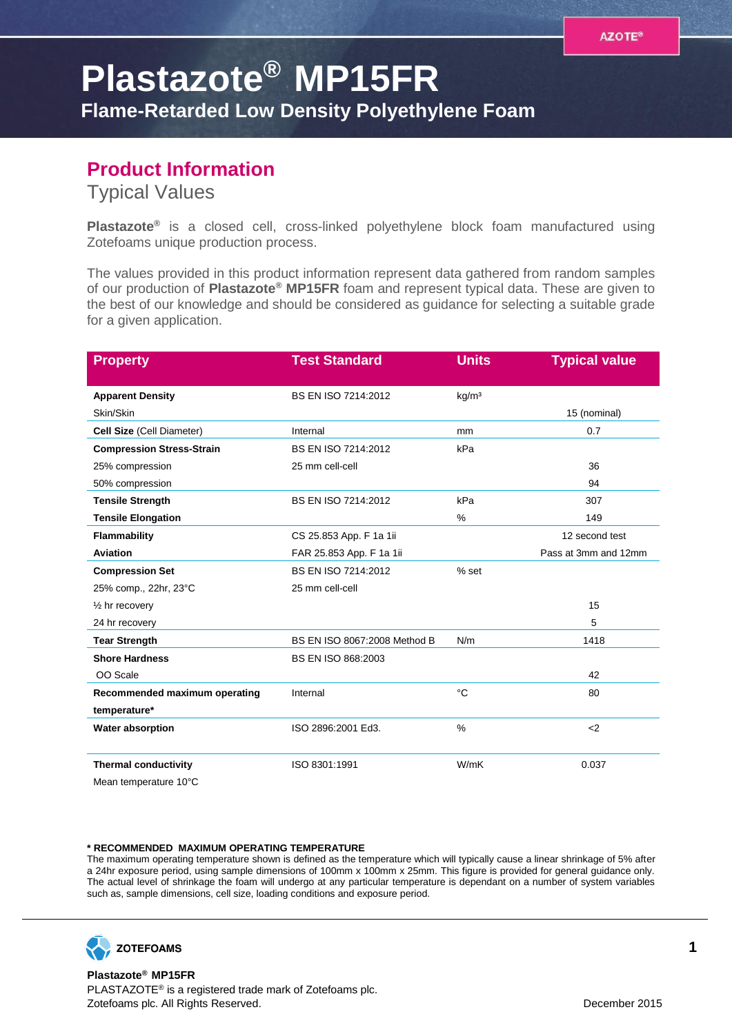# Plastazote® MP15FR

## Flame-Retarded Low Density Polyethylene Foam

## Product Information

### Typical Values

**Plastazote®** is a closed cell, cross-linked polyethylene block foam manufactured using Zotefoams unique production process.

The values provided in this product information represent data gathered from random samples of our production of **Plastazote® MP15FR** foam and represent typical data. These are given to the best of our knowledge and should be considered as guidance for selecting a suitable grade for a given application.

| Property | Test Standard | Units | Typical value |
|---|---|---|---|
| **Apparent Density** | BS EN ISO 7214:2012 | kg/m³ | |
| Skin/Skin | | | 15 (nominal) |
| **Cell Size** (Cell Diameter) | Internal | mm | 0.7 |
| **Compression Stress-Strain** | BS EN ISO 7214:2012 | kPa | |
| 25% compression | 25 mm cell-cell | | 36 |
| 50% compression | | | 94 |
| **Tensile Strength** | BS EN ISO 7214:2012 | kPa | 307 |
| **Tensile Elongation** | | % | 149 |
| **Flammability** | CS 25.853 App. F 1a 1ii | | 12 second test |
| **Aviation** | FAR 25.853 App. F 1a 1ii | | Pass at 3mm and 12mm |
| **Compression Set** | BS EN ISO 7214:2012 | % set | |
| 25% comp., 22hr, 23°C | 25 mm cell-cell | | |
| ½ hr recovery | | | 15 |
| 24 hr recovery | | | 5 |
| **Tear Strength** | BS EN ISO 8067:2008 Method B | N/m | 1418 |
| **Shore Hardness** | BS EN ISO 868:2003 | | |
| OO Scale | | | 42 |
| **Recommended maximum operating temperature*** | Internal | °C | 80 |
| **Water absorption** | ISO 2896:2001 Ed3. | % | <2 |
| **Thermal conductivity** | ISO 8301:1991 | W/mK | 0.037 |
| Mean temperature 10°C | | | |

**\* RECOMMENDED MAXIMUM OPERATING TEMPERATURE**
The maximum operating temperature shown is defined as the temperature which will typically cause a linear shrinkage of 5% after a 24hr exposure period, using sample dimensions of 100mm x 100mm x 25mm. This figure is provided for general guidance only. The actual level of shrinkage the foam will undergo at any particular temperature is dependant on a number of system variables such as, sample dimensions, cell size, loading conditions and exposure period.

ZOTEFOAMS

**Plastazote® MP15FR**
PLASTAZOTE® is a registered trade mark of Zotefoams plc.
Zotefoams plc. All Rights Reserved.

December 2015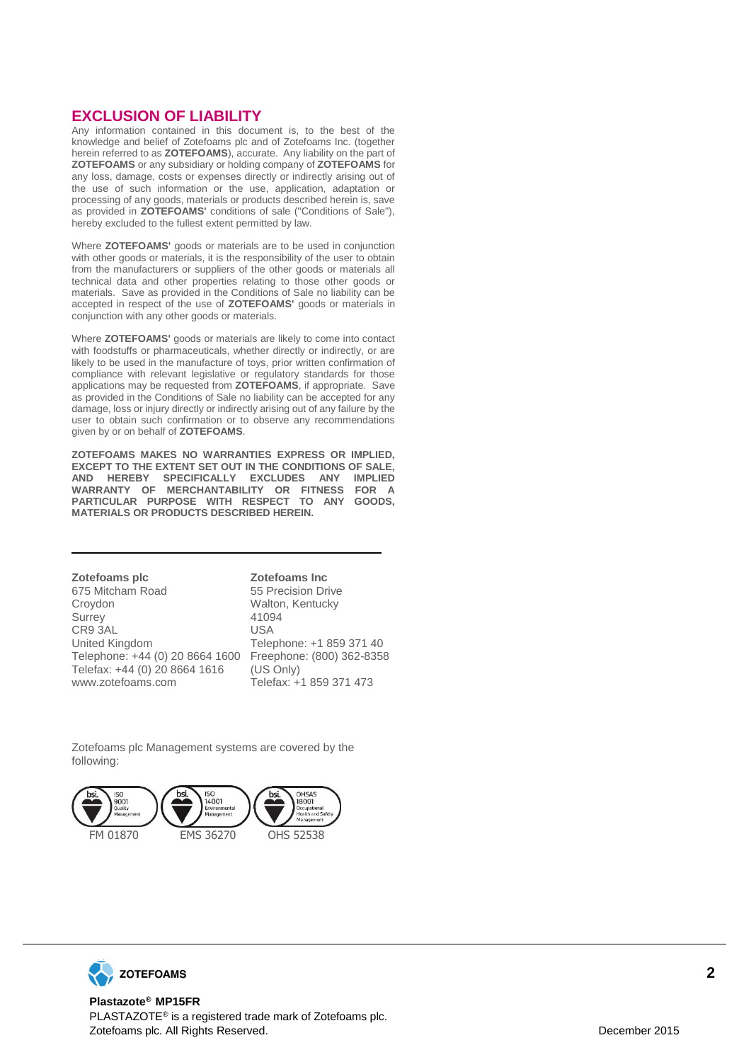## EXCLUSION OF LIABILITY

Any information contained in this document is, to the best of the knowledge and belief of Zotefoams plc and of Zotefoams Inc. (together herein referred to as **ZOTEFOAMS**), accurate. Any liability on the part of **ZOTEFOAMS** or any subsidiary or holding company of **ZOTEFOAMS** for any loss, damage, costs or expenses directly or indirectly arising out of the use of such information or the use, application, adaptation or processing of any goods, materials or products described herein is, save as provided in **ZOTEFOAMS'** conditions of sale ("Conditions of Sale"), hereby excluded to the fullest extent permitted by law.

Where **ZOTEFOAMS'** goods or materials are to be used in conjunction with other goods or materials, it is the responsibility of the user to obtain from the manufacturers or suppliers of the other goods or materials all technical data and other properties relating to those other goods or materials. Save as provided in the Conditions of Sale no liability can be accepted in respect of the use of **ZOTEFOAMS'** goods or materials in conjunction with any other goods or materials.

Where **ZOTEFOAMS'** goods or materials are likely to come into contact with foodstuffs or pharmaceuticals, whether directly or indirectly, or are likely to be used in the manufacture of toys, prior written confirmation of compliance with relevant legislative or regulatory standards for those applications may be requested from **ZOTEFOAMS**, if appropriate. Save as provided in the Conditions of Sale no liability can be accepted for any damage, loss or injury directly or indirectly arising out of any failure by the user to obtain such confirmation or to observe any recommendations given by or on behalf of **ZOTEFOAMS**.

**ZOTEFOAMS MAKES NO WARRANTIES EXPRESS OR IMPLIED, EXCEPT TO THE EXTENT SET OUT IN THE CONDITIONS OF SALE, AND HEREBY SPECIFICALLY EXCLUDES ANY IMPLIED WARRANTY OF MERCHANTABILITY OR FITNESS FOR A PARTICULAR PURPOSE WITH RESPECT TO ANY GOODS, MATERIALS OR PRODUCTS DESCRIBED HEREIN.**

---

**Zotefoams plc**
675 Mitcham Road
Croydon
Surrey
CR9 3AL
United Kingdom
Telephone: +44 (0) 20 8664 1600
Telefax: +44 (0) 20 8664 1616
www.zotefoams.com

**Zotefoams Inc**
55 Precision Drive
Walton, Kentucky
41094
USA
Telephone: +1 859 371 40
Freephone: (800) 362-8358 (US Only)
Telefax: +1 859 371 473

Zotefoams plc Management systems are covered by the following:

bsi. ISO 9001 Quality Management — FM 01870
bsi. ISO 14001 Environmental Management — EMS 36270
bsi. OHSAS 18001 Occupational Health and Safety Management — OHS 52538

ZOTEFOAMS

**Plastazote® MP15FR**
PLASTAZOTE® is a registered trade mark of Zotefoams plc.
Zotefoams plc. All Rights Reserved.

December 2015